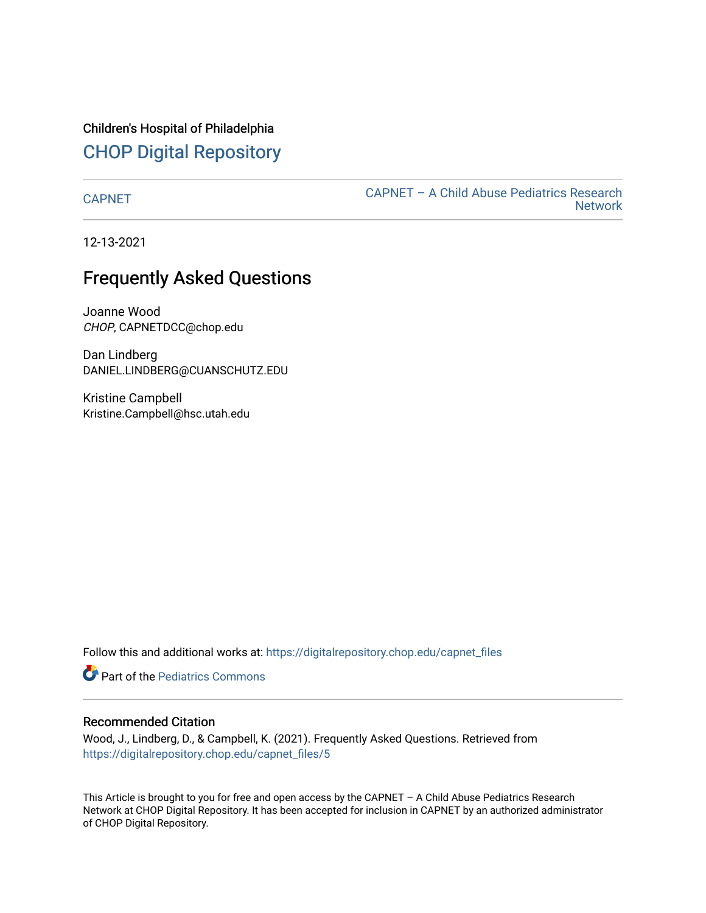Children's Hospital of Philadelphia

## CHOP Digital Repository

CAPNET

CAPNET – A Child Abuse Pediatrics Research Network

12-13-2021

# Frequently Asked Questions

Joanne Wood
*CHOP*, CAPNETDCC@chop.edu

Dan Lindberg
DANIEL.LINDBERG@CUANSCHUTZ.EDU

Kristine Campbell
Kristine.Campbell@hsc.utah.edu

Follow this and additional works at: https://digitalrepository.chop.edu/capnet_files

Part of the Pediatrics Commons

## Recommended Citation

Wood, J., Lindberg, D., & Campbell, K. (2021). Frequently Asked Questions. Retrieved from https://digitalrepository.chop.edu/capnet_files/5

This Article is brought to you for free and open access by the CAPNET – A Child Abuse Pediatrics Research Network at CHOP Digital Repository. It has been accepted for inclusion in CAPNET by an authorized administrator of CHOP Digital Repository.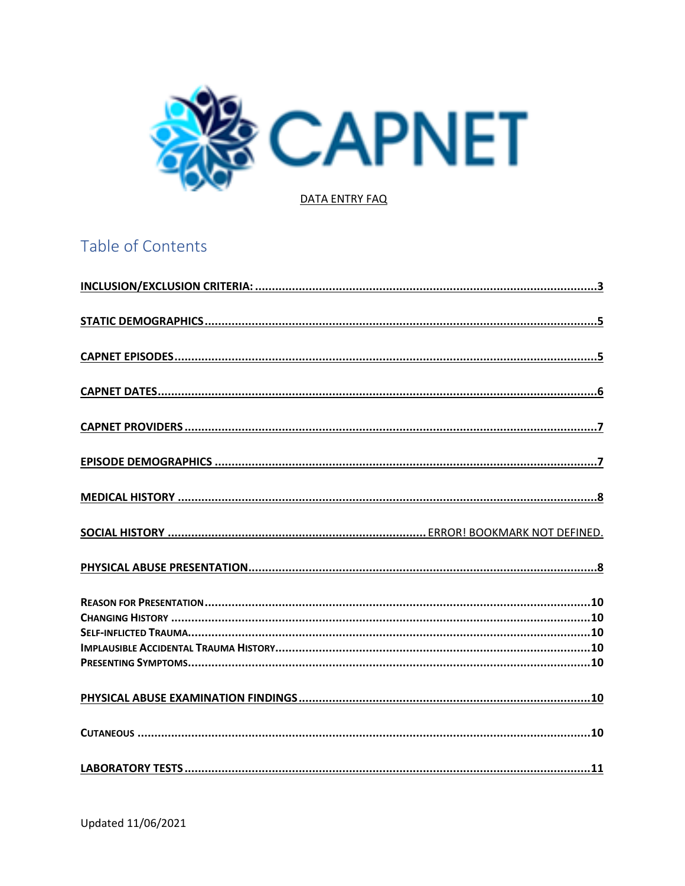CAPNET

DATA ENTRY FAQ

## Table of Contents

**INCLUSION/EXCLUSION CRITERIA:** ..................................................... 3

**STATIC DEMOGRAPHICS** ..................................................... 5

**CAPNET EPISODES** ..................................................... 5

**CAPNET DATES** ..................................................... 6

**CAPNET PROVIDERS** ..................................................... 7

**EPISODE DEMOGRAPHICS** ..................................................... 7

**MEDICAL HISTORY** ..................................................... 8

**SOCIAL HISTORY** ..................................................... ERROR! BOOKMARK NOT DEFINED.

**PHYSICAL ABUSE PRESENTATION** ..................................................... 8

REASON FOR PRESENTATION ..................................................... 10
CHANGING HISTORY ..................................................... 10
SELF-INFLICTED TRAUMA ..................................................... 10
IMPLAUSIBLE ACCIDENTAL TRAUMA HISTORY ..................................................... 10
PRESENTING SYMPTOMS ..................................................... 10

**PHYSICAL ABUSE EXAMINATION FINDINGS** ..................................................... 10

CUTANEOUS ..................................................... 10

**LABORATORY TESTS** ..................................................... 11

Updated 11/06/2021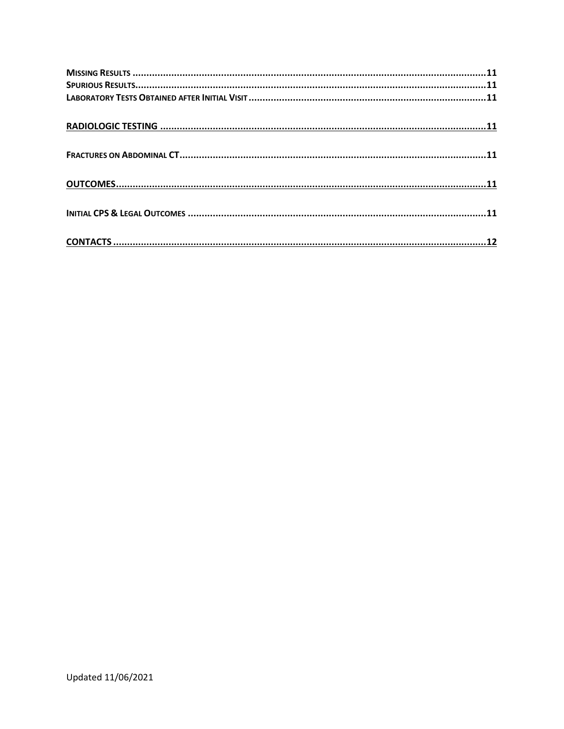**Missing Results** .......................................................................................................................11
**Spurious Results**.......................................................................................................................11
**Laboratory Tests Obtained after Initial Visit** ..........................................................................11

**RADIOLOGIC TESTING** ..............................................................................................................11

**Fractures on Abdominal CT**........................................................................................................11

**OUTCOMES**...................................................................................................................................11

**Initial CPS & Legal Outcomes** ...................................................................................................11

**CONTACTS** ....................................................................................................................................12

Updated 11/06/2021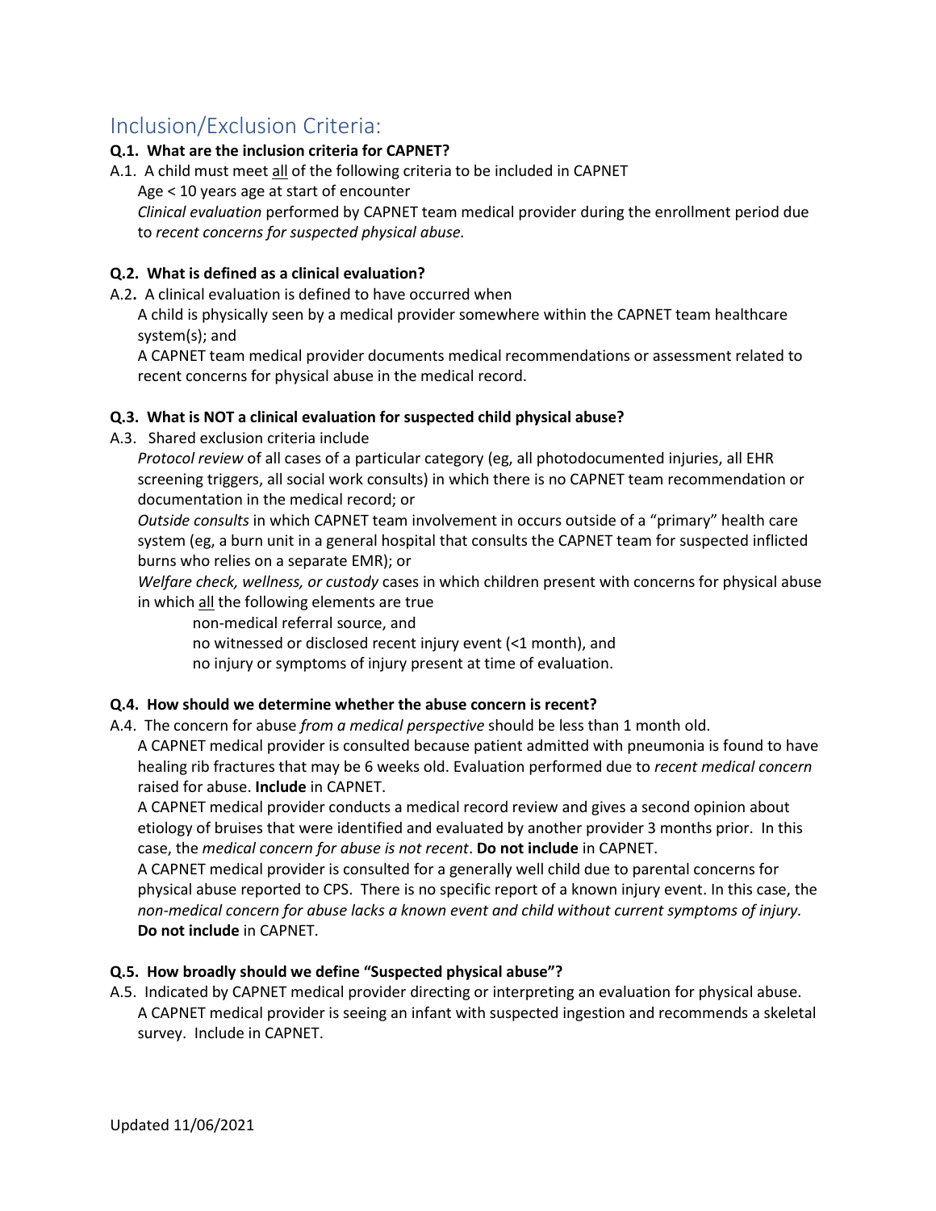## Inclusion/Exclusion Criteria:

**Q.1. What are the inclusion criteria for CAPNET?**

A.1. A child must meet all of the following criteria to be included in CAPNET

- Age < 10 years age at start of encounter
- *Clinical evaluation* performed by CAPNET team medical provider during the enrollment period due to *recent concerns for suspected physical abuse.*

**Q.2. What is defined as a clinical evaluation?**

A.2. A clinical evaluation is defined to have occurred when

- A child is physically seen by a medical provider somewhere within the CAPNET team healthcare system(s); and
- A CAPNET team medical provider documents medical recommendations or assessment related to recent concerns for physical abuse in the medical record.

**Q.3. What is NOT a clinical evaluation for suspected child physical abuse?**

A.3. Shared exclusion criteria include

- *Protocol review* of all cases of a particular category (eg, all photodocumented injuries, all EHR screening triggers, all social work consults) in which there is no CAPNET team recommendation or documentation in the medical record; or
- *Outside consults* in which CAPNET team involvement in occurs outside of a "primary" health care system (eg, a burn unit in a general hospital that consults the CAPNET team for suspected inflicted burns who relies on a separate EMR); or
- *Welfare check, wellness, or custody* cases in which children present with concerns for physical abuse in which all the following elements are true
  - non-medical referral source, and
  - no witnessed or disclosed recent injury event (<1 month), and
  - no injury or symptoms of injury present at time of evaluation.

**Q.4. How should we determine whether the abuse concern is recent?**

A.4. The concern for abuse *from a medical perspective* should be less than 1 month old.

- A CAPNET medical provider is consulted because patient admitted with pneumonia is found to have healing rib fractures that may be 6 weeks old. Evaluation performed due to *recent medical concern* raised for abuse. **Include** in CAPNET.
- A CAPNET medical provider conducts a medical record review and gives a second opinion about etiology of bruises that were identified and evaluated by another provider 3 months prior. In this case, the *medical concern for abuse is not recent*. **Do not include** in CAPNET.
- A CAPNET medical provider is consulted for a generally well child due to parental concerns for physical abuse reported to CPS. There is no specific report of a known injury event. In this case, the *non-medical concern for abuse lacks a known event and child without current symptoms of injury.* **Do not include** in CAPNET.

**Q.5. How broadly should we define "Suspected physical abuse"?**

A.5. Indicated by CAPNET medical provider directing or interpreting an evaluation for physical abuse.

- A CAPNET medical provider is seeing an infant with suspected ingestion and recommends a skeletal survey. Include in CAPNET.

Updated 11/06/2021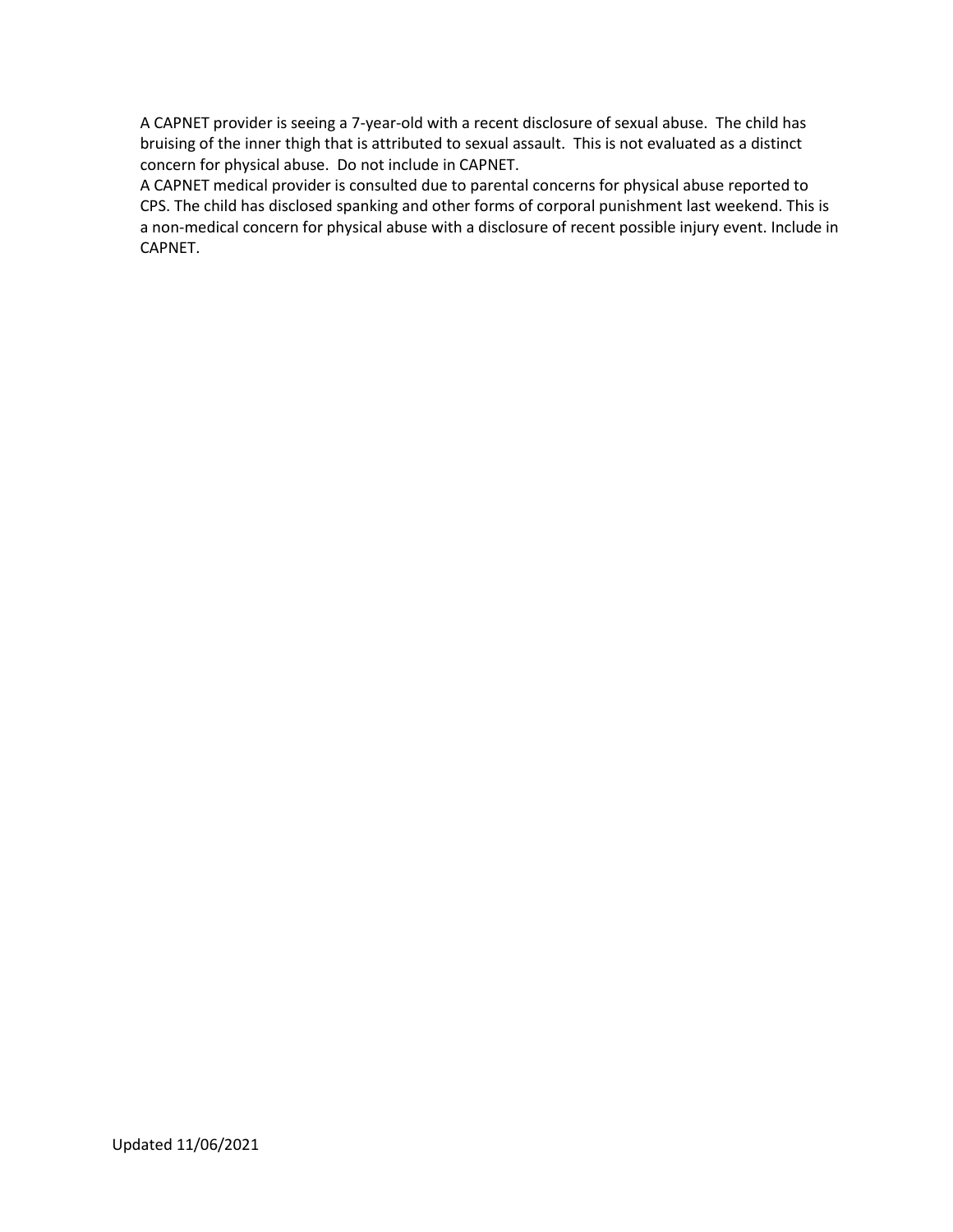A CAPNET provider is seeing a 7-year-old with a recent disclosure of sexual abuse. The child has bruising of the inner thigh that is attributed to sexual assault. This is not evaluated as a distinct concern for physical abuse. Do not include in CAPNET.

A CAPNET medical provider is consulted due to parental concerns for physical abuse reported to CPS. The child has disclosed spanking and other forms of corporal punishment last weekend. This is a non-medical concern for physical abuse with a disclosure of recent possible injury event. Include in CAPNET.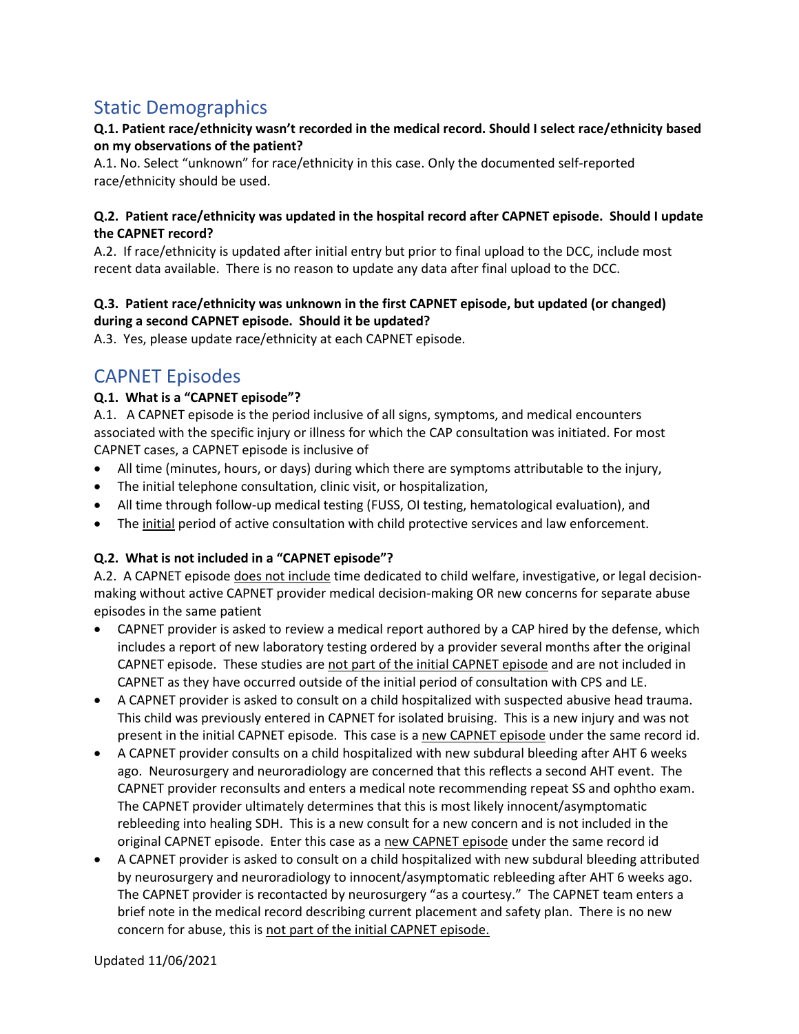## Static Demographics

**Q.1. Patient race/ethnicity wasn't recorded in the medical record. Should I select race/ethnicity based on my observations of the patient?**

A.1. No. Select "unknown" for race/ethnicity in this case. Only the documented self-reported race/ethnicity should be used.

**Q.2. Patient race/ethnicity was updated in the hospital record after CAPNET episode. Should I update the CAPNET record?**

A.2. If race/ethnicity is updated after initial entry but prior to final upload to the DCC, include most recent data available. There is no reason to update any data after final upload to the DCC.

**Q.3. Patient race/ethnicity was unknown in the first CAPNET episode, but updated (or changed) during a second CAPNET episode. Should it be updated?**

A.3. Yes, please update race/ethnicity at each CAPNET episode.

## CAPNET Episodes

**Q.1. What is a "CAPNET episode"?**

A.1. A CAPNET episode is the period inclusive of all signs, symptoms, and medical encounters associated with the specific injury or illness for which the CAP consultation was initiated. For most CAPNET cases, a CAPNET episode is inclusive of

- All time (minutes, hours, or days) during which there are symptoms attributable to the injury,
- The initial telephone consultation, clinic visit, or hospitalization,
- All time through follow-up medical testing (FUSS, OI testing, hematological evaluation), and
- The initial period of active consultation with child protective services and law enforcement.

**Q.2. What is not included in a "CAPNET episode"?**

A.2. A CAPNET episode does not include time dedicated to child welfare, investigative, or legal decision-making without active CAPNET provider medical decision-making OR new concerns for separate abuse episodes in the same patient

- CAPNET provider is asked to review a medical report authored by a CAP hired by the defense, which includes a report of new laboratory testing ordered by a provider several months after the original CAPNET episode. These studies are not part of the initial CAPNET episode and are not included in CAPNET as they have occurred outside of the initial period of consultation with CPS and LE.
- A CAPNET provider is asked to consult on a child hospitalized with suspected abusive head trauma. This child was previously entered in CAPNET for isolated bruising. This is a new injury and was not present in the initial CAPNET episode. This case is a new CAPNET episode under the same record id.
- A CAPNET provider consults on a child hospitalized with new subdural bleeding after AHT 6 weeks ago. Neurosurgery and neuroradiology are concerned that this reflects a second AHT event. The CAPNET provider reconsults and enters a medical note recommending repeat SS and ophtho exam. The CAPNET provider ultimately determines that this is most likely innocent/asymptomatic rebleeding into healing SDH. This is a new consult for a new concern and is not included in the original CAPNET episode. Enter this case as a new CAPNET episode under the same record id
- A CAPNET provider is asked to consult on a child hospitalized with new subdural bleeding attributed by neurosurgery and neuroradiology to innocent/asymptomatic rebleeding after AHT 6 weeks ago. The CAPNET provider is recontacted by neurosurgery "as a courtesy." The CAPNET team enters a brief note in the medical record describing current placement and safety plan. There is no new concern for abuse, this is not part of the initial CAPNET episode.

Updated 11/06/2021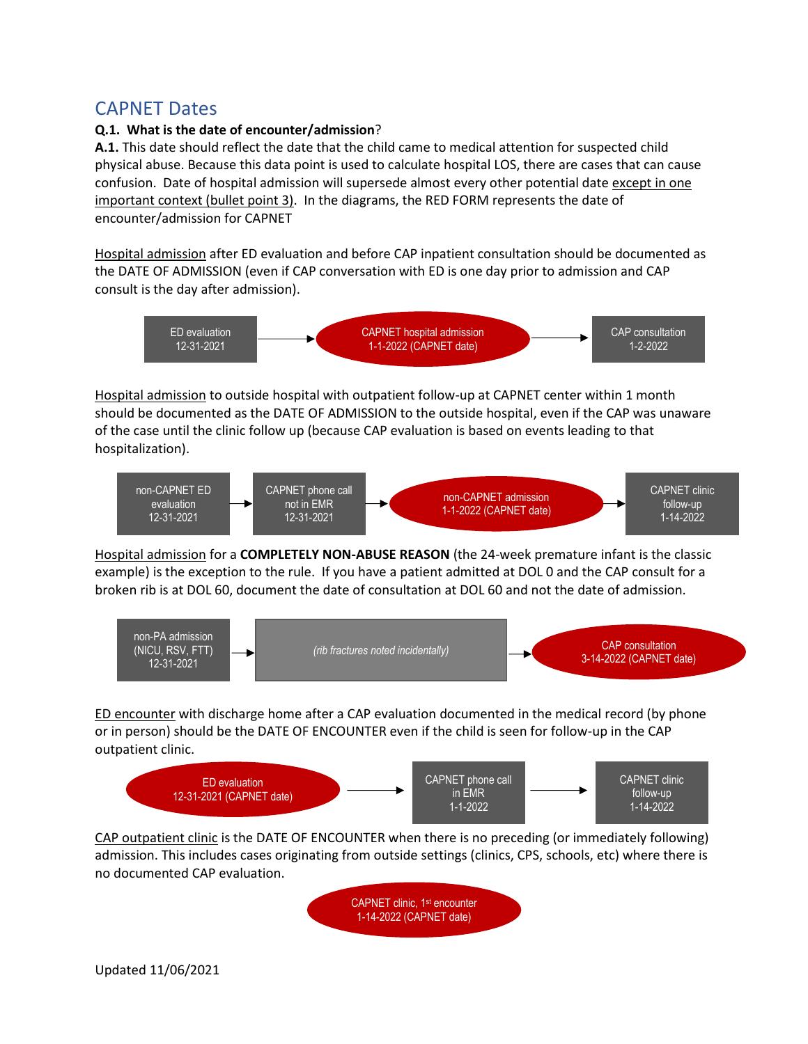## CAPNET Dates

**Q.1. What is the date of encounter/admission?**

**A.1.** This date should reflect the date that the child came to medical attention for suspected child physical abuse. Because this data point is used to calculate hospital LOS, there are cases that can cause confusion. Date of hospital admission will supersede almost every other potential date except in one important context (bullet point 3). In the diagrams, the RED FORM represents the date of encounter/admission for CAPNET

Hospital admission after ED evaluation and before CAP inpatient consultation should be documented as the DATE OF ADMISSION (even if CAP conversation with ED is one day prior to admission and CAP consult is the day after admission).

ED evaluation 12-31-2021 → **CAPNET hospital admission 1-1-2022 (CAPNET date)** → CAP consultation 1-2-2022

Hospital admission to outside hospital with outpatient follow-up at CAPNET center within 1 month should be documented as the DATE OF ADMISSION to the outside hospital, even if the CAP was unaware of the case until the clinic follow up (because CAP evaluation is based on events leading to that hospitalization).

non-CAPNET ED evaluation 12-31-2021 → CAPNET phone call not in EMR 12-31-2021 → **non-CAPNET admission 1-1-2022 (CAPNET date)** → CAPNET clinic follow-up 1-14-2022

Hospital admission for a **COMPLETELY NON-ABUSE REASON** (the 24-week premature infant is the classic example) is the exception to the rule. If you have a patient admitted at DOL 0 and the CAP consult for a broken rib is at DOL 60, document the date of consultation at DOL 60 and not the date of admission.

non-PA admission (NICU, RSV, FTT) 12-31-2021 → *(rib fractures noted incidentally)* → **CAP consultation 3-14-2022 (CAPNET date)**

ED encounter with discharge home after a CAP evaluation documented in the medical record (by phone or in person) should be the DATE OF ENCOUNTER even if the child is seen for follow-up in the CAP outpatient clinic.

**ED evaluation 12-31-2021 (CAPNET date)** → CAPNET phone call in EMR 1-1-2022 → CAPNET clinic follow-up 1-14-2022

CAP outpatient clinic is the DATE OF ENCOUNTER when there is no preceding (or immediately following) admission. This includes cases originating from outside settings (clinics, CPS, schools, etc) where there is no documented CAP evaluation.

**CAPNET clinic, 1st encounter 1-14-2022 (CAPNET date)**

Updated 11/06/2021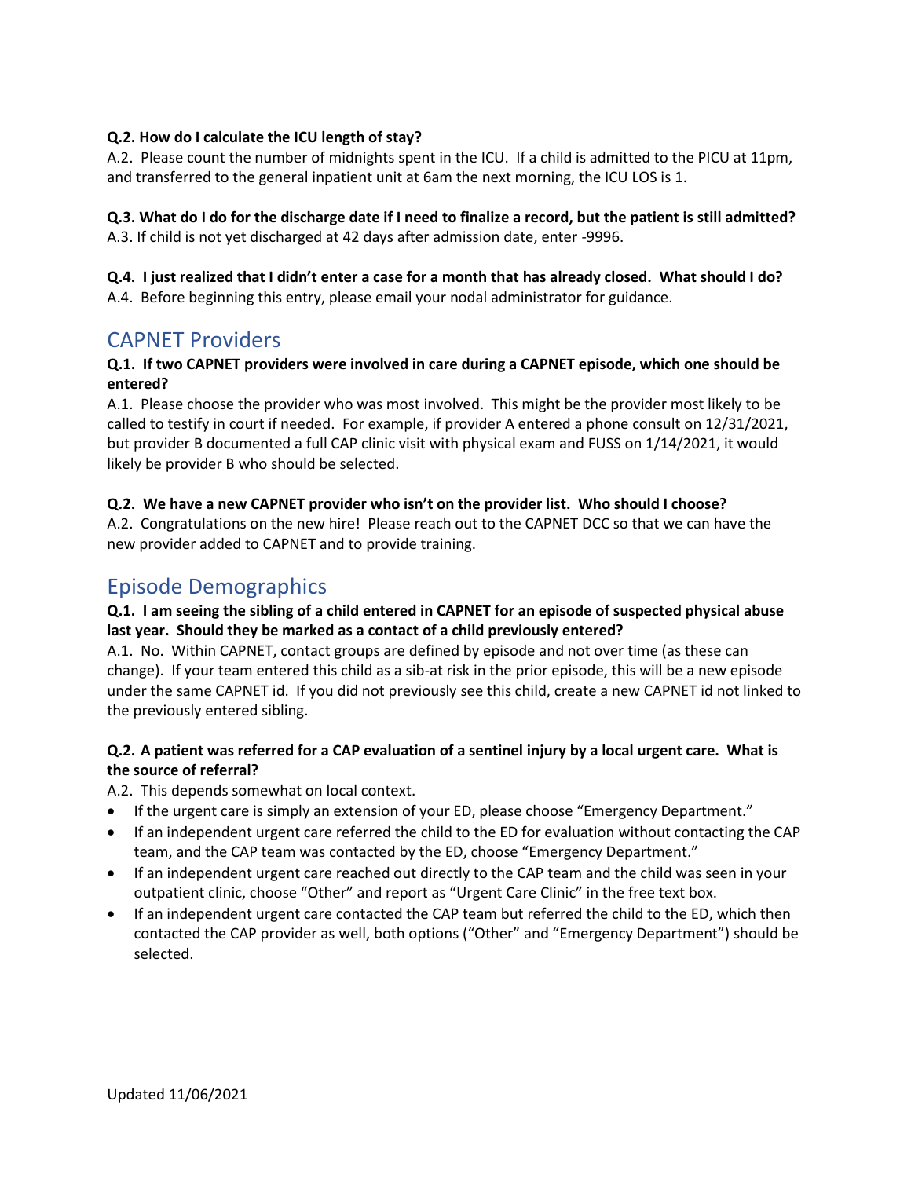**Q.2. How do I calculate the ICU length of stay?**

A.2. Please count the number of midnights spent in the ICU. If a child is admitted to the PICU at 11pm, and transferred to the general inpatient unit at 6am the next morning, the ICU LOS is 1.

**Q.3. What do I do for the discharge date if I need to finalize a record, but the patient is still admitted?**

A.3. If child is not yet discharged at 42 days after admission date, enter -9996.

**Q.4. I just realized that I didn't enter a case for a month that has already closed. What should I do?**

A.4. Before beginning this entry, please email your nodal administrator for guidance.

## CAPNET Providers

**Q.1. If two CAPNET providers were involved in care during a CAPNET episode, which one should be entered?**

A.1. Please choose the provider who was most involved. This might be the provider most likely to be called to testify in court if needed. For example, if provider A entered a phone consult on 12/31/2021, but provider B documented a full CAP clinic visit with physical exam and FUSS on 1/14/2021, it would likely be provider B who should be selected.

**Q.2. We have a new CAPNET provider who isn't on the provider list. Who should I choose?**

A.2. Congratulations on the new hire! Please reach out to the CAPNET DCC so that we can have the new provider added to CAPNET and to provide training.

## Episode Demographics

**Q.1. I am seeing the sibling of a child entered in CAPNET for an episode of suspected physical abuse last year. Should they be marked as a contact of a child previously entered?**

A.1. No. Within CAPNET, contact groups are defined by episode and not over time (as these can change). If your team entered this child as a sib-at risk in the prior episode, this will be a new episode under the same CAPNET id. If you did not previously see this child, create a new CAPNET id not linked to the previously entered sibling.

**Q.2. A patient was referred for a CAP evaluation of a sentinel injury by a local urgent care. What is the source of referral?**

A.2. This depends somewhat on local context.

- If the urgent care is simply an extension of your ED, please choose "Emergency Department."
- If an independent urgent care referred the child to the ED for evaluation without contacting the CAP team, and the CAP team was contacted by the ED, choose "Emergency Department."
- If an independent urgent care reached out directly to the CAP team and the child was seen in your outpatient clinic, choose "Other" and report as "Urgent Care Clinic" in the free text box.
- If an independent urgent care contacted the CAP team but referred the child to the ED, which then contacted the CAP provider as well, both options ("Other" and "Emergency Department") should be selected.

Updated 11/06/2021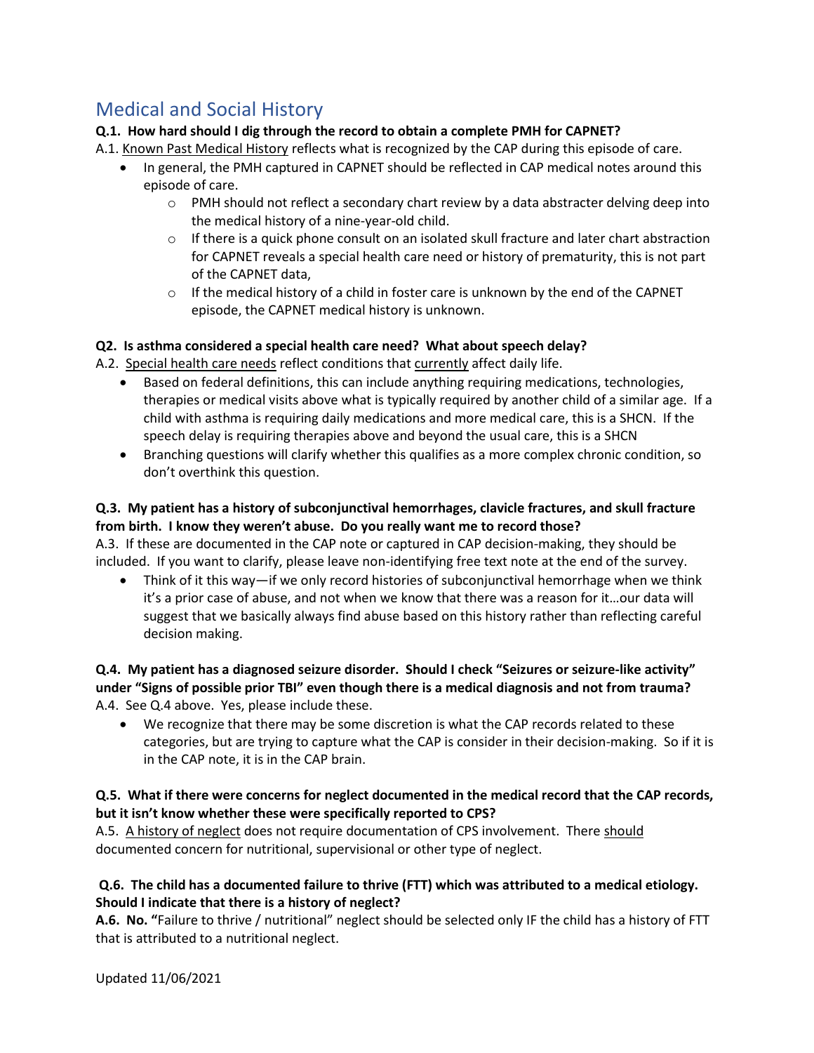# Medical and Social History

**Q.1. How hard should I dig through the record to obtain a complete PMH for CAPNET?**

A.1. <u>Known Past Medical History</u> reflects what is recognized by the CAP during this episode of care.

- In general, the PMH captured in CAPNET should be reflected in CAP medical notes around this episode of care.
    - PMH should not reflect a secondary chart review by a data abstracter delving deep into the medical history of a nine-year-old child.
    - If there is a quick phone consult on an isolated skull fracture and later chart abstraction for CAPNET reveals a special health care need or history of prematurity, this is not part of the CAPNET data,
    - If the medical history of a child in foster care is unknown by the end of the CAPNET episode, the CAPNET medical history is unknown.

**Q2. Is asthma considered a special health care need? What about speech delay?**

A.2. <u>Special health care needs</u> reflect conditions that <u>currently</u> affect daily life.

- Based on federal definitions, this can include anything requiring medications, technologies, therapies or medical visits above what is typically required by another child of a similar age. If a child with asthma is requiring daily medications and more medical care, this is a SHCN. If the speech delay is requiring therapies above and beyond the usual care, this is a SHCN
- Branching questions will clarify whether this qualifies as a more complex chronic condition, so don't overthink this question.

**Q.3. My patient has a history of subconjunctival hemorrhages, clavicle fractures, and skull fracture from birth. I know they weren't abuse. Do you really want me to record those?**

A.3. If these are documented in the CAP note or captured in CAP decision-making, they should be included. If you want to clarify, please leave non-identifying free text note at the end of the survey.

- Think of it this way—if we only record histories of subconjunctival hemorrhage when we think it's a prior case of abuse, and not when we know that there was a reason for it…our data will suggest that we basically always find abuse based on this history rather than reflecting careful decision making.

**Q.4. My patient has a diagnosed seizure disorder. Should I check "Seizures or seizure-like activity" under "Signs of possible prior TBI" even though there is a medical diagnosis and not from trauma?**

A.4. See Q.4 above. Yes, please include these.

- We recognize that there may be some discretion is what the CAP records related to these categories, but are trying to capture what the CAP is consider in their decision-making. So if it is in the CAP note, it is in the CAP brain.

**Q.5. What if there were concerns for neglect documented in the medical record that the CAP records, but it isn't know whether these were specifically reported to CPS?**

A.5. <u>A history of neglect</u> does not require documentation of CPS involvement. There <u>should</u> documented concern for nutritional, supervisional or other type of neglect.

**Q.6. The child has a documented failure to thrive (FTT) which was attributed to a medical etiology. Should I indicate that there is a history of neglect?**

**A.6. No. "**Failure to thrive / nutritional" neglect should be selected only IF the child has a history of FTT that is attributed to a nutritional neglect.

Updated 11/06/2021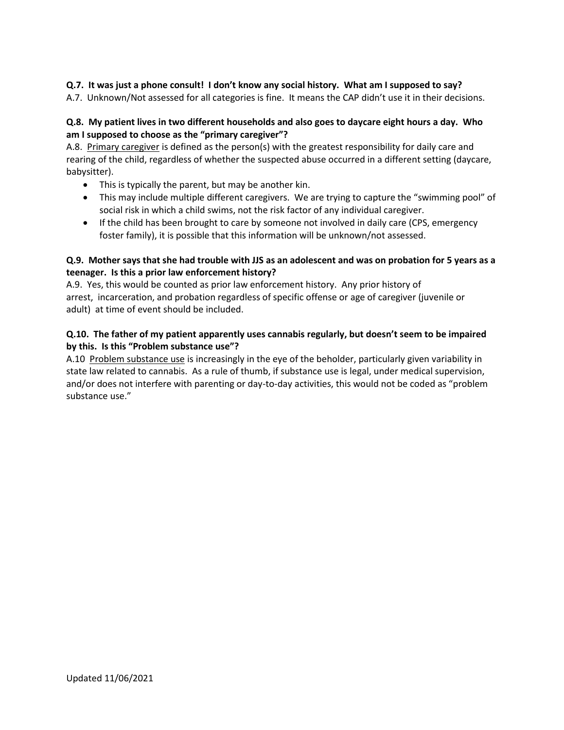**Q.7. It was just a phone consult! I don't know any social history. What am I supposed to say?**

A.7. Unknown/Not assessed for all categories is fine. It means the CAP didn't use it in their decisions.

**Q.8. My patient lives in two different households and also goes to daycare eight hours a day. Who am I supposed to choose as the "primary caregiver"?**

A.8. Primary caregiver is defined as the person(s) with the greatest responsibility for daily care and rearing of the child, regardless of whether the suspected abuse occurred in a different setting (daycare, babysitter).

- This is typically the parent, but may be another kin.
- This may include multiple different caregivers. We are trying to capture the "swimming pool" of social risk in which a child swims, not the risk factor of any individual caregiver.
- If the child has been brought to care by someone not involved in daily care (CPS, emergency foster family), it is possible that this information will be unknown/not assessed.

**Q.9. Mother says that she had trouble with JJS as an adolescent and was on probation for 5 years as a teenager. Is this a prior law enforcement history?**

A.9. Yes, this would be counted as prior law enforcement history. Any prior history of arrest, incarceration, and probation regardless of specific offense or age of caregiver (juvenile or adult) at time of event should be included.

**Q.10. The father of my patient apparently uses cannabis regularly, but doesn't seem to be impaired by this. Is this "Problem substance use"?**

A.10 Problem substance use is increasingly in the eye of the beholder, particularly given variability in state law related to cannabis. As a rule of thumb, if substance use is legal, under medical supervision, and/or does not interfere with parenting or day-to-day activities, this would not be coded as "problem substance use."

Updated 11/06/2021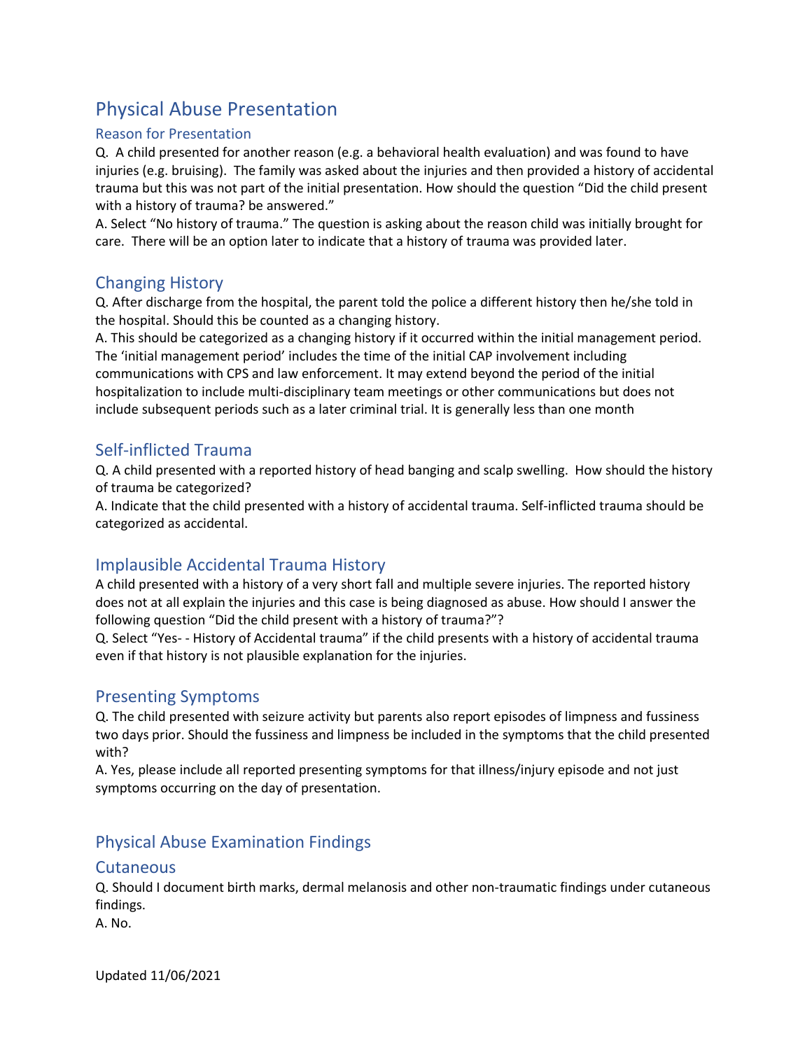# Physical Abuse Presentation

## Reason for Presentation

Q. A child presented for another reason (e.g. a behavioral health evaluation) and was found to have injuries (e.g. bruising). The family was asked about the injuries and then provided a history of accidental trauma but this was not part of the initial presentation. How should the question "Did the child present with a history of trauma? be answered."

A. Select "No history of trauma." The question is asking about the reason child was initially brought for care. There will be an option later to indicate that a history of trauma was provided later.

## Changing History

Q. After discharge from the hospital, the parent told the police a different history then he/she told in the hospital. Should this be counted as a changing history.

A. This should be categorized as a changing history if it occurred within the initial management period. The 'initial management period' includes the time of the initial CAP involvement including communications with CPS and law enforcement. It may extend beyond the period of the initial hospitalization to include multi-disciplinary team meetings or other communications but does not include subsequent periods such as a later criminal trial. It is generally less than one month

## Self-inflicted Trauma

Q. A child presented with a reported history of head banging and scalp swelling. How should the history of trauma be categorized?

A. Indicate that the child presented with a history of accidental trauma. Self-inflicted trauma should be categorized as accidental.

## Implausible Accidental Trauma History

A child presented with a history of a very short fall and multiple severe injuries. The reported history does not at all explain the injuries and this case is being diagnosed as abuse. How should I answer the following question "Did the child present with a history of trauma?"?

Q. Select "Yes- - History of Accidental trauma" if the child presents with a history of accidental trauma even if that history is not plausible explanation for the injuries.

## Presenting Symptoms

Q. The child presented with seizure activity but parents also report episodes of limpness and fussiness two days prior. Should the fussiness and limpness be included in the symptoms that the child presented with?

A. Yes, please include all reported presenting symptoms for that illness/injury episode and not just symptoms occurring on the day of presentation.

# Physical Abuse Examination Findings

## Cutaneous

Q. Should I document birth marks, dermal melanosis and other non-traumatic findings under cutaneous findings.

A. No.

Updated 11/06/2021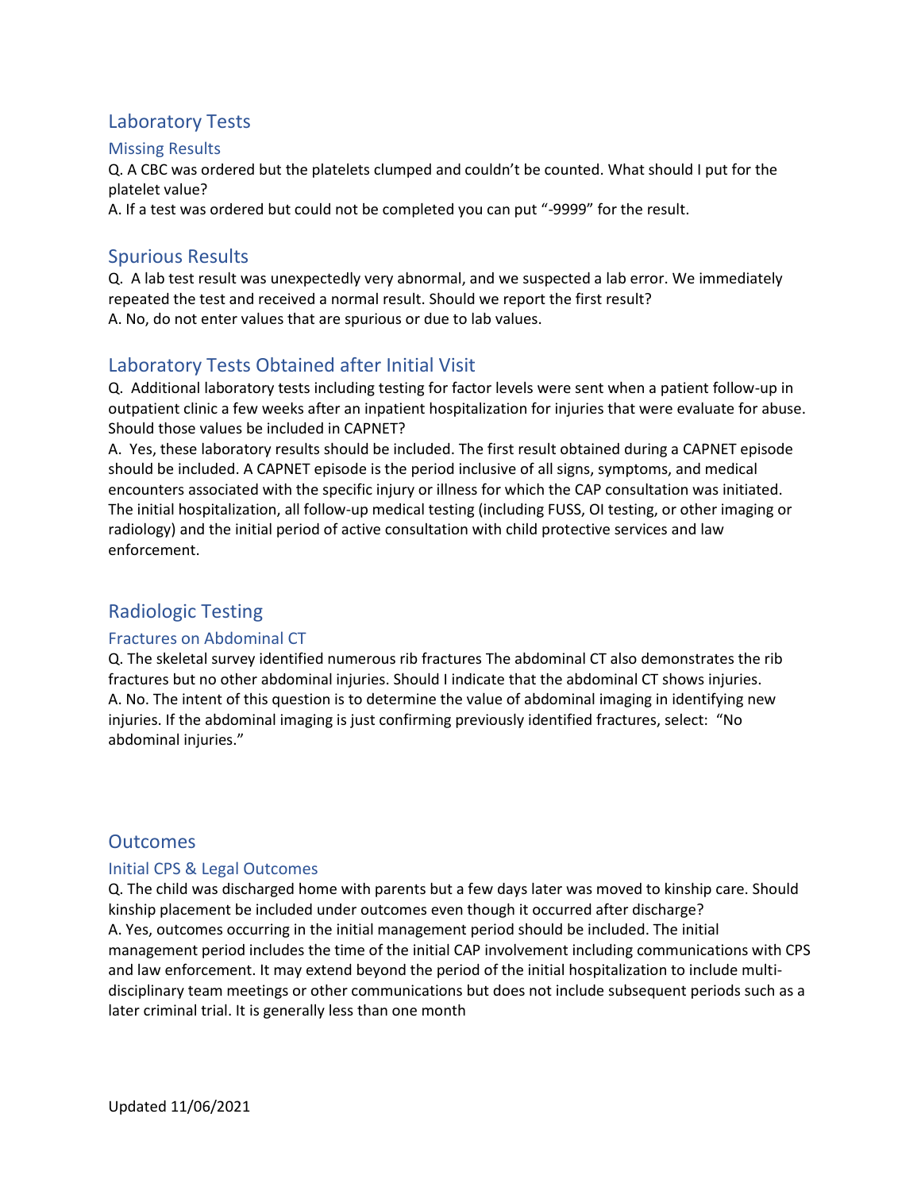## Laboratory Tests

### Missing Results

Q. A CBC was ordered but the platelets clumped and couldn't be counted. What should I put for the platelet value?

A. If a test was ordered but could not be completed you can put "-9999" for the result.

## Spurious Results

Q. A lab test result was unexpectedly very abnormal, and we suspected a lab error. We immediately repeated the test and received a normal result. Should we report the first result?

A. No, do not enter values that are spurious or due to lab values.

## Laboratory Tests Obtained after Initial Visit

Q. Additional laboratory tests including testing for factor levels were sent when a patient follow-up in outpatient clinic a few weeks after an inpatient hospitalization for injuries that were evaluate for abuse. Should those values be included in CAPNET?

A. Yes, these laboratory results should be included. The first result obtained during a CAPNET episode should be included. A CAPNET episode is the period inclusive of all signs, symptoms, and medical encounters associated with the specific injury or illness for which the CAP consultation was initiated. The initial hospitalization, all follow-up medical testing (including FUSS, OI testing, or other imaging or radiology) and the initial period of active consultation with child protective services and law enforcement.

## Radiologic Testing

### Fractures on Abdominal CT

Q. The skeletal survey identified numerous rib fractures The abdominal CT also demonstrates the rib fractures but no other abdominal injuries. Should I indicate that the abdominal CT shows injuries.

A. No. The intent of this question is to determine the value of abdominal imaging in identifying new injuries. If the abdominal imaging is just confirming previously identified fractures, select: "No abdominal injuries."

## Outcomes

### Initial CPS & Legal Outcomes

Q. The child was discharged home with parents but a few days later was moved to kinship care. Should kinship placement be included under outcomes even though it occurred after discharge?

A. Yes, outcomes occurring in the initial management period should be included. The initial management period includes the time of the initial CAP involvement including communications with CPS and law enforcement. It may extend beyond the period of the initial hospitalization to include multi-disciplinary team meetings or other communications but does not include subsequent periods such as a later criminal trial. It is generally less than one month

Updated 11/06/2021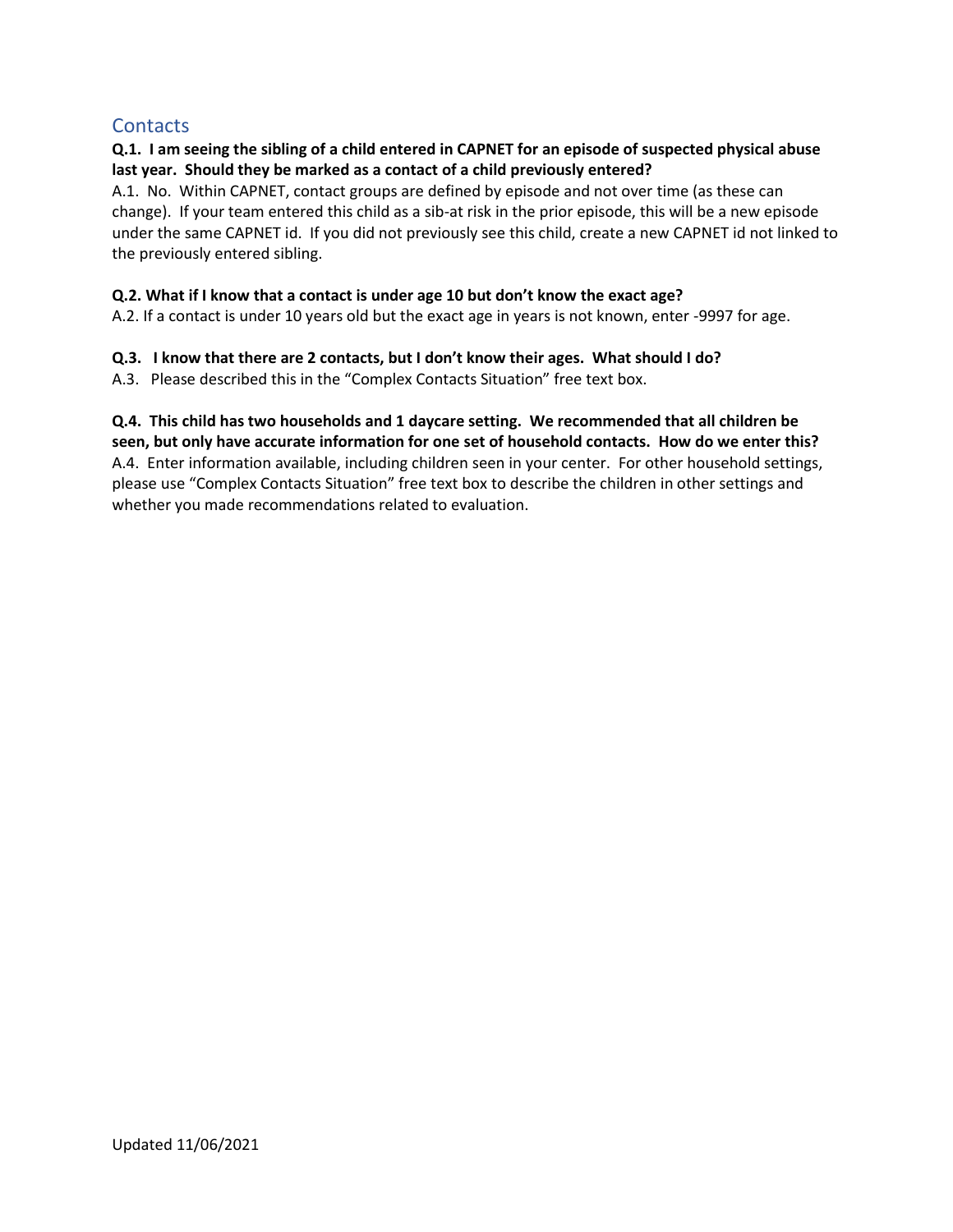## Contacts

**Q.1. I am seeing the sibling of a child entered in CAPNET for an episode of suspected physical abuse last year. Should they be marked as a contact of a child previously entered?**

A.1. No. Within CAPNET, contact groups are defined by episode and not over time (as these can change). If your team entered this child as a sib-at risk in the prior episode, this will be a new episode under the same CAPNET id. If you did not previously see this child, create a new CAPNET id not linked to the previously entered sibling.

**Q.2. What if I know that a contact is under age 10 but don't know the exact age?**

A.2. If a contact is under 10 years old but the exact age in years is not known, enter -9997 for age.

**Q.3. I know that there are 2 contacts, but I don't know their ages. What should I do?**

A.3. Please described this in the "Complex Contacts Situation" free text box.

**Q.4. This child has two households and 1 daycare setting. We recommended that all children be seen, but only have accurate information for one set of household contacts. How do we enter this?**

A.4. Enter information available, including children seen in your center. For other household settings, please use "Complex Contacts Situation" free text box to describe the children in other settings and whether you made recommendations related to evaluation.

Updated 11/06/2021